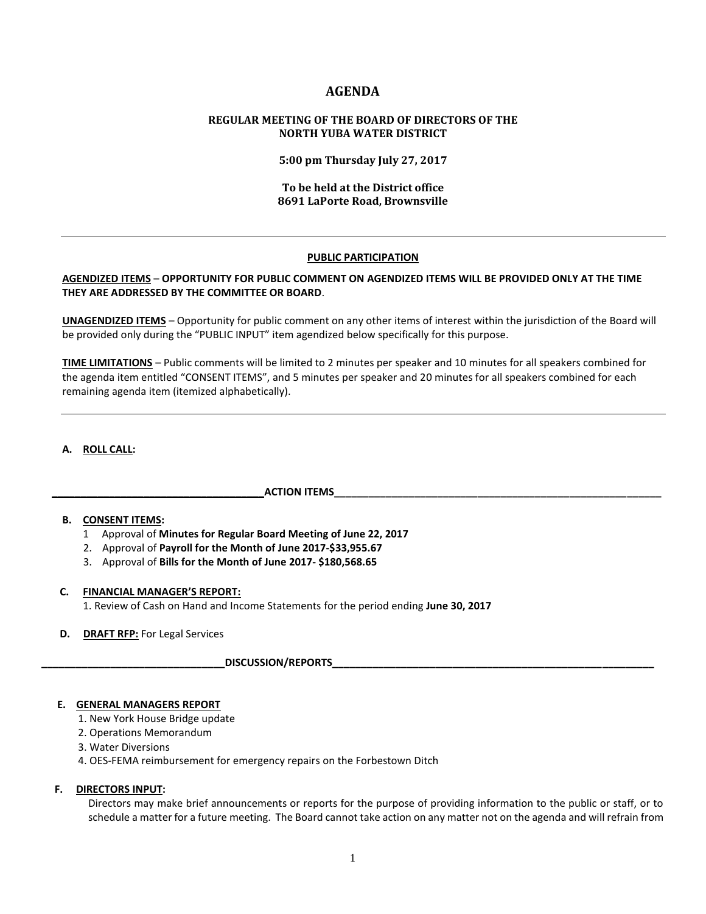# AGENDA

**REGULAR MEETING OF THE BOARD OF DIRECTORS OF THE NORTH YUBA WATER DISTRICT**

**5:00 pm Thursday July 27, 2017**

**To be held at the District office**
**8691 LaPorte Road, Brownsville**

---

**PUBLIC PARTICIPATION**

**AGENDIZED ITEMS – OPPORTUNITY FOR PUBLIC COMMENT ON AGENDIZED ITEMS WILL BE PROVIDED ONLY AT THE TIME THEY ARE ADDRESSED BY THE COMMITTEE OR BOARD**.

**UNAGENDIZED ITEMS** – Opportunity for public comment on any other items of interest within the jurisdiction of the Board will be provided only during the "PUBLIC INPUT" item agendized below specifically for this purpose.

**TIME LIMITATIONS** – Public comments will be limited to 2 minutes per speaker and 10 minutes for all speakers combined for the agenda item entitled "CONSENT ITEMS", and 5 minutes per speaker and 20 minutes for all speakers combined for each remaining agenda item (itemized alphabetically).

---

**A. ROLL CALL:**

**ACTION ITEMS**

**B. CONSENT ITEMS:**

1 Approval of **Minutes for Regular Board Meeting of June 22, 2017**
2. Approval of **Payroll for the Month of June 2017-$33,955.67**
3. Approval of **Bills for the Month of June 2017- $180,568.65**

**C. FINANCIAL MANAGER'S REPORT:**

1. Review of Cash on Hand and Income Statements for the period ending **June 30, 2017**

**D. DRAFT RFP:** For Legal Services

**DISCUSSION/REPORTS**

**E. GENERAL MANAGERS REPORT**

1. New York House Bridge update
2. Operations Memorandum
3. Water Diversions
4. OES-FEMA reimbursement for emergency repairs on the Forbestown Ditch

**F. DIRECTORS INPUT:**

Directors may make brief announcements or reports for the purpose of providing information to the public or staff, or to schedule a matter for a future meeting. The Board cannot take action on any matter not on the agenda and will refrain from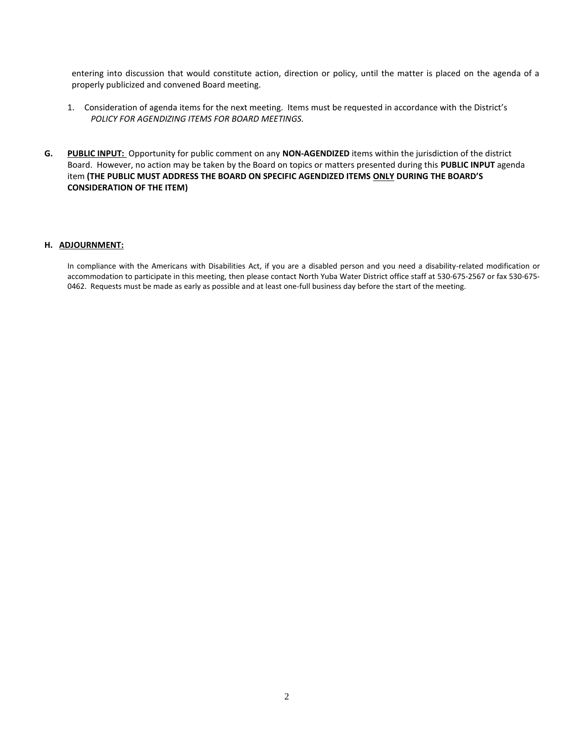entering into discussion that would constitute action, direction or policy, until the matter is placed on the agenda of a properly publicized and convened Board meeting.

1. Consideration of agenda items for the next meeting. Items must be requested in accordance with the District's *POLICY FOR AGENDIZING ITEMS FOR BOARD MEETINGS.*

**G. PUBLIC INPUT:** Opportunity for public comment on any **NON-AGENDIZED** items within the jurisdiction of the district Board. However, no action may be taken by the Board on topics or matters presented during this **PUBLIC INPUT** agenda item **(THE PUBLIC MUST ADDRESS THE BOARD ON SPECIFIC AGENDIZED ITEMS ONLY DURING THE BOARD'S CONSIDERATION OF THE ITEM)**

**H. ADJOURNMENT:**

In compliance with the Americans with Disabilities Act, if you are a disabled person and you need a disability-related modification or accommodation to participate in this meeting, then please contact North Yuba Water District office staff at 530-675-2567 or fax 530-675-0462. Requests must be made as early as possible and at least one-full business day before the start of the meeting.